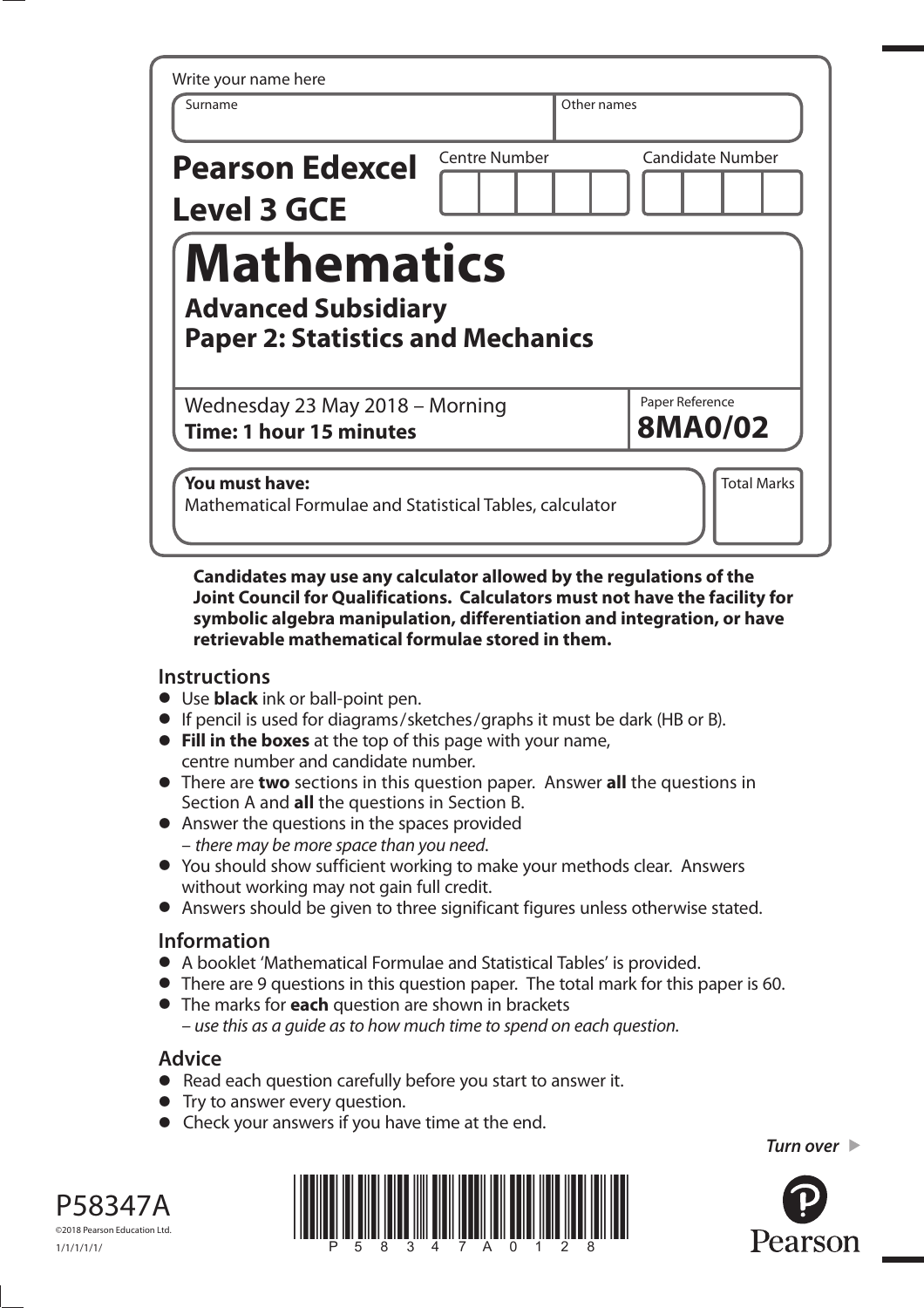Write your name here

| Surname | Other names |
| --- | --- |
| | |

**Pearson Edexcel Level 3 GCE**

| Centre Number | Candidate Number |
| --- | --- |
| | |

# Mathematics

## Advanced Subsidiary
## Paper 2: Statistics and Mechanics

Wednesday 23 May 2018 – Morning
**Time: 1 hour 15 minutes**

Paper Reference
**8MA0/02**

**You must have:**
Mathematical Formulae and Statistical Tables, calculator

Total Marks

**Candidates may use any calculator allowed by the regulations of the Joint Council for Qualifications. Calculators must not have the facility for symbolic algebra manipulation, differentiation and integration, or have retrievable mathematical formulae stored in them.**

### Instructions

- Use **black** ink or ball-point pen.
- If pencil is used for diagrams/sketches/graphs it must be dark (HB or B).
- **Fill in the boxes** at the top of this page with your name, centre number and candidate number.
- There are **two** sections in this question paper. Answer **all** the questions in Section A and **all** the questions in Section B.
- Answer the questions in the spaces provided – *there may be more space than you need.*
- You should show sufficient working to make your methods clear. Answers without working may not gain full credit.
- Answers should be given to three significant figures unless otherwise stated.

### Information

- A booklet 'Mathematical Formulae and Statistical Tables' is provided.
- There are 9 questions in this question paper. The total mark for this paper is 60.
- The marks for **each** question are shown in brackets – *use this as a guide as to how much time to spend on each question.*

### Advice

- Read each question carefully before you start to answer it.
- Try to answer every question.
- Check your answers if you have time at the end.

*Turn over* ▶

P58347A

©2018 Pearson Education Ltd.

1/1/1/1/1/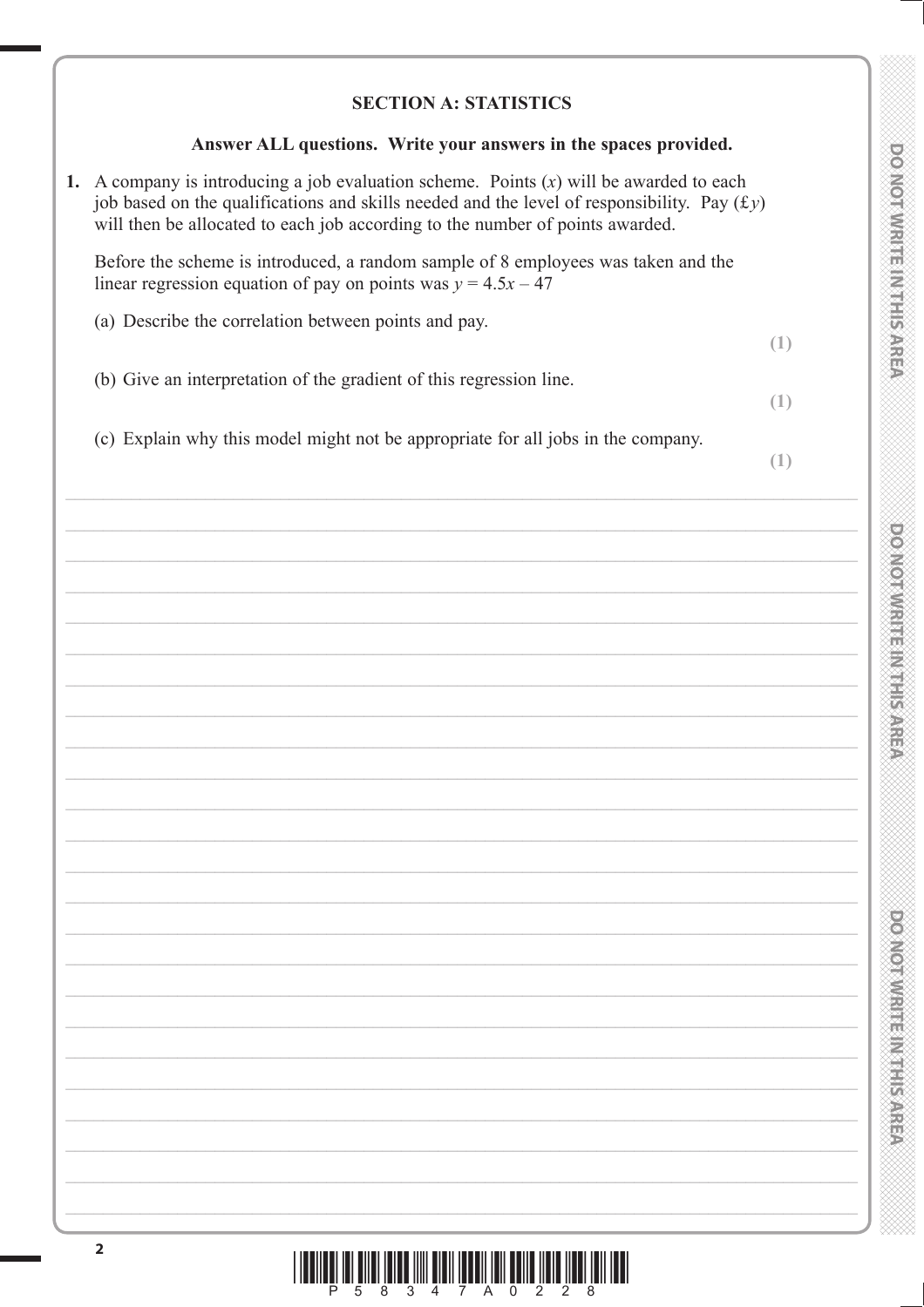## SECTION A: STATISTICS

**Answer ALL questions. Write your answers in the spaces provided.**

**1.** A company is introducing a job evaluation scheme. Points ($x$) will be awarded to each job based on the qualifications and skills needed and the level of responsibility. Pay (£$y$) will then be allocated to each job according to the number of points awarded.

Before the scheme is introduced, a random sample of 8 employees was taken and the linear regression equation of pay on points was $y = 4.5x - 47$

(a) Describe the correlation between points and pay.
**(1)**

(b) Give an interpretation of the gradient of this regression line.
**(1)**

(c) Explain why this model might not be appropriate for all jobs in the company.
**(1)**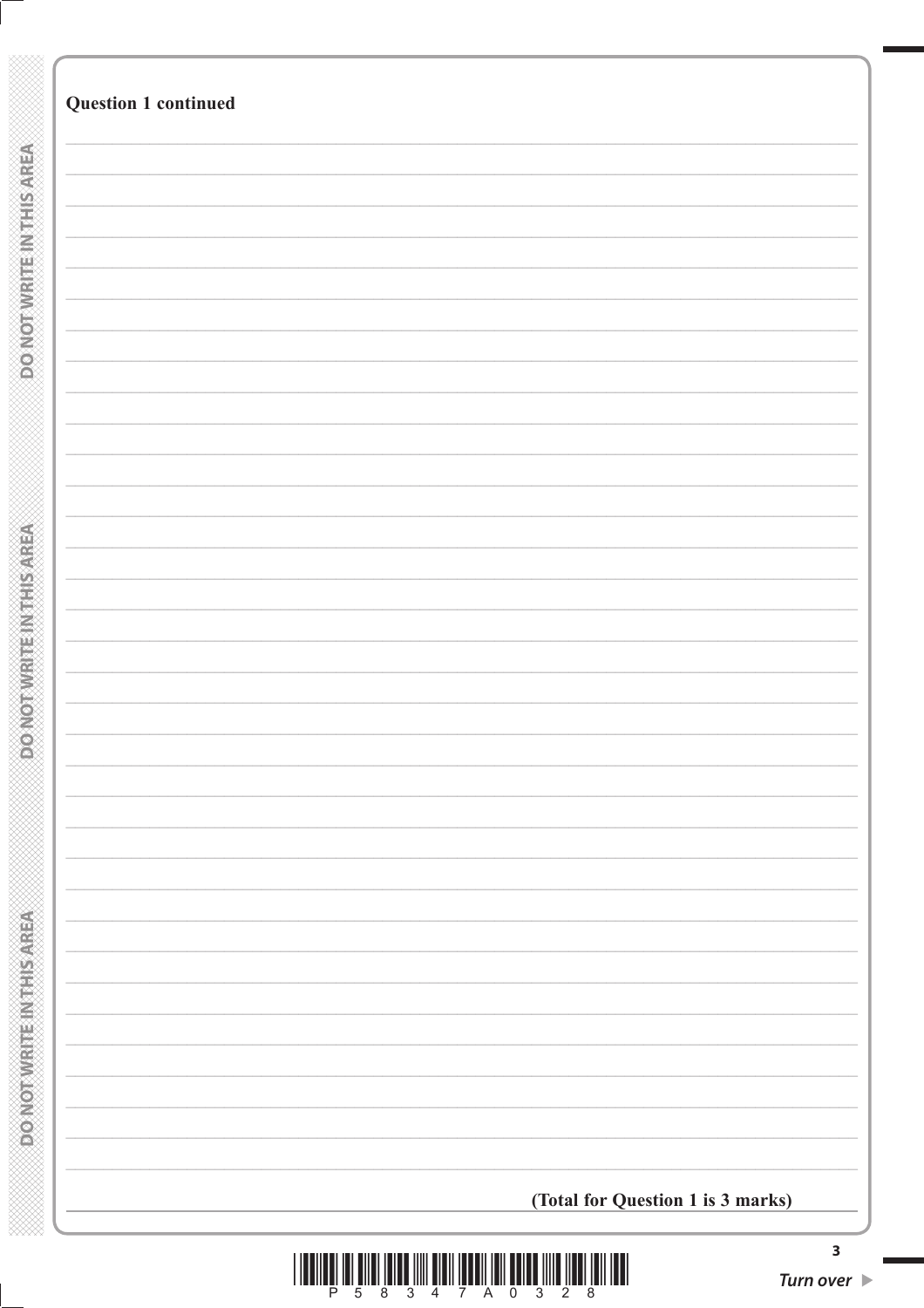**Question 1 continued**

**(Total for Question 1 is 3 marks)**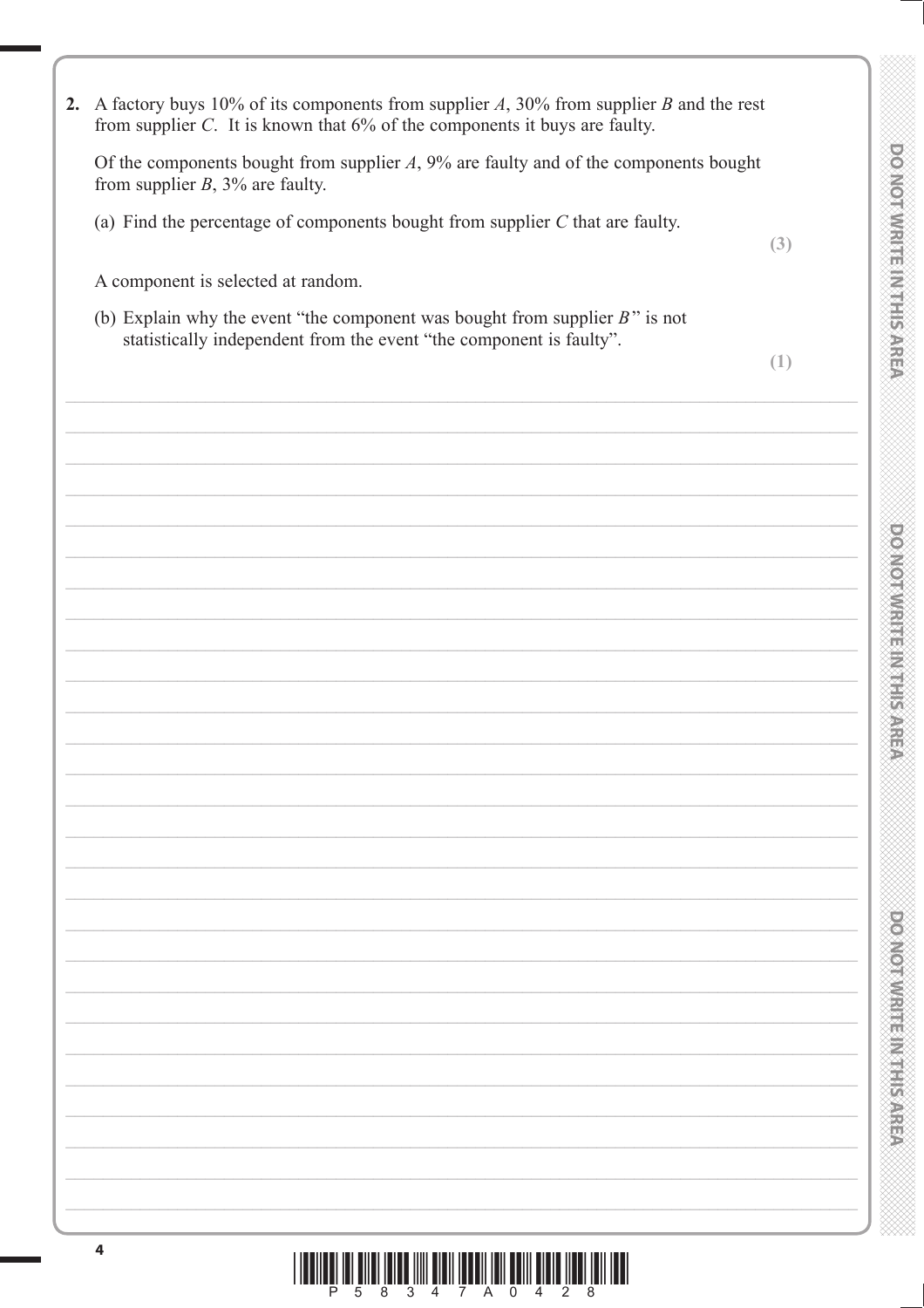**2.** A factory buys 10% of its components from supplier $A$, 30% from supplier $B$ and the rest from supplier $C$. It is known that 6% of the components it buys are faulty.

Of the components bought from supplier $A$, 9% are faulty and of the components bought from supplier $B$, 3% are faulty.

(a) Find the percentage of components bought from supplier $C$ that are faulty.

**(3)**

A component is selected at random.

(b) Explain why the event "the component was bought from supplier $B$" is not statistically independent from the event "the component is faulty".

**(1)**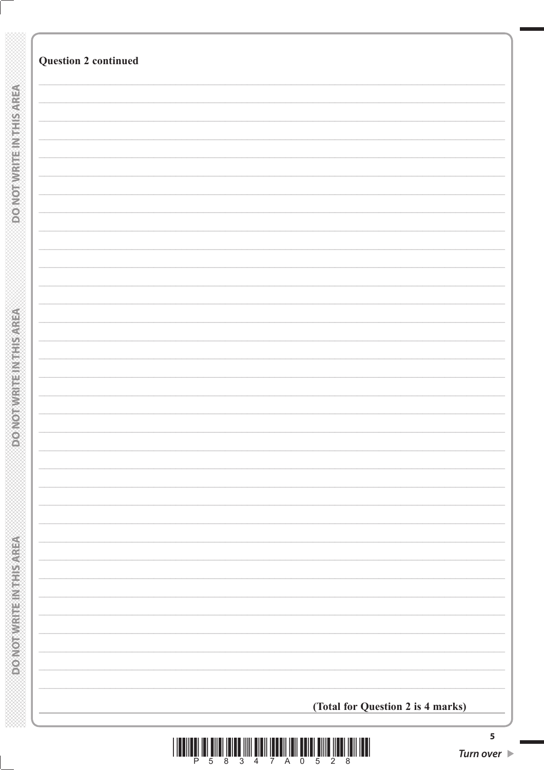**Question 2 continued**

**(Total for Question 2 is 4 marks)**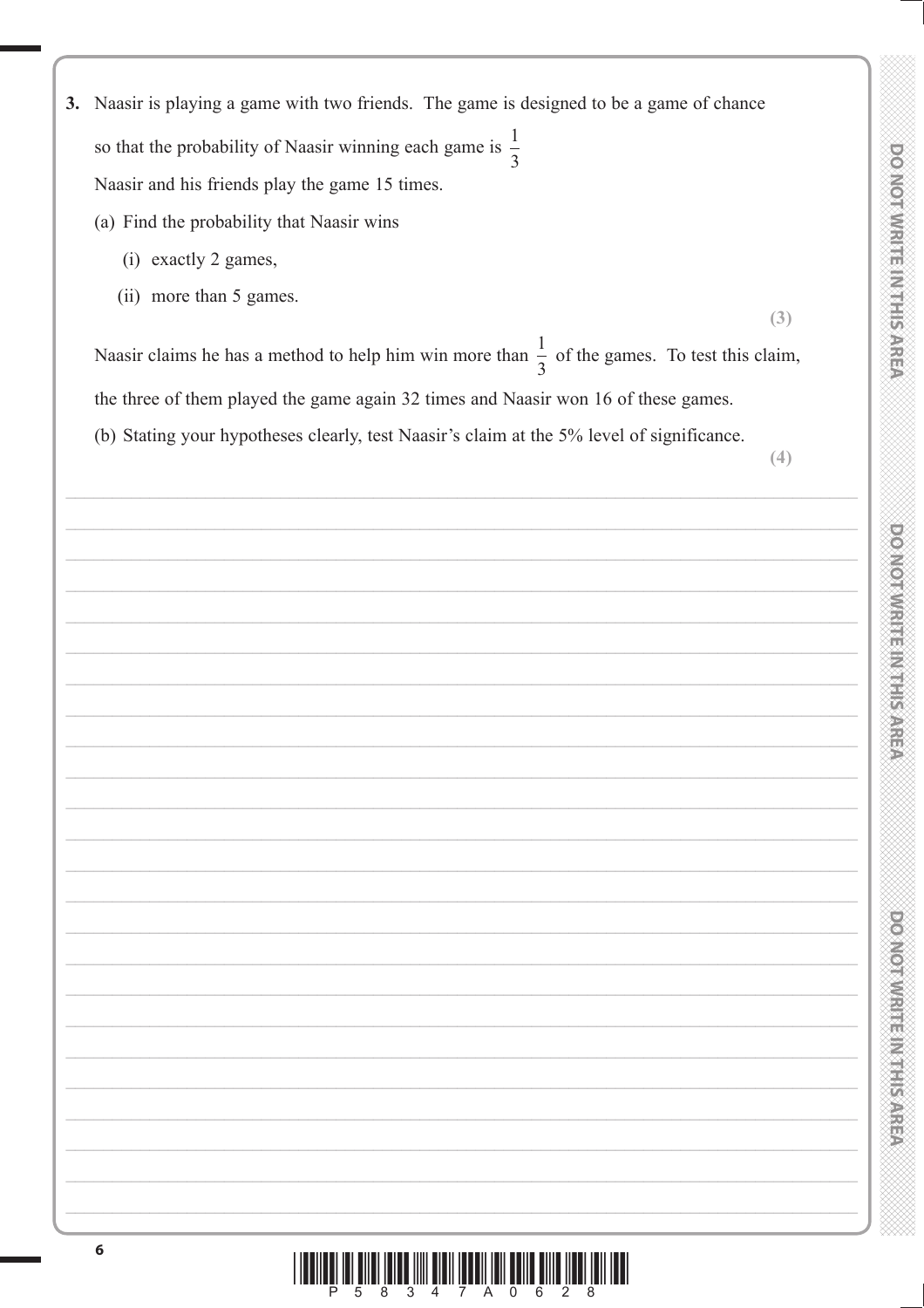**3.** Naasir is playing a game with two friends. The game is designed to be a game of chance so that the probability of Naasir winning each game is $\frac{1}{3}$

Naasir and his friends play the game 15 times.

(a) Find the probability that Naasir wins

(i) exactly 2 games,

(ii) more than 5 games.

**(3)**

Naasir claims he has a method to help him win more than $\frac{1}{3}$ of the games. To test this claim, the three of them played the game again 32 times and Naasir won 16 of these games.

(b) Stating your hypotheses clearly, test Naasir's claim at the 5% level of significance.

**(4)**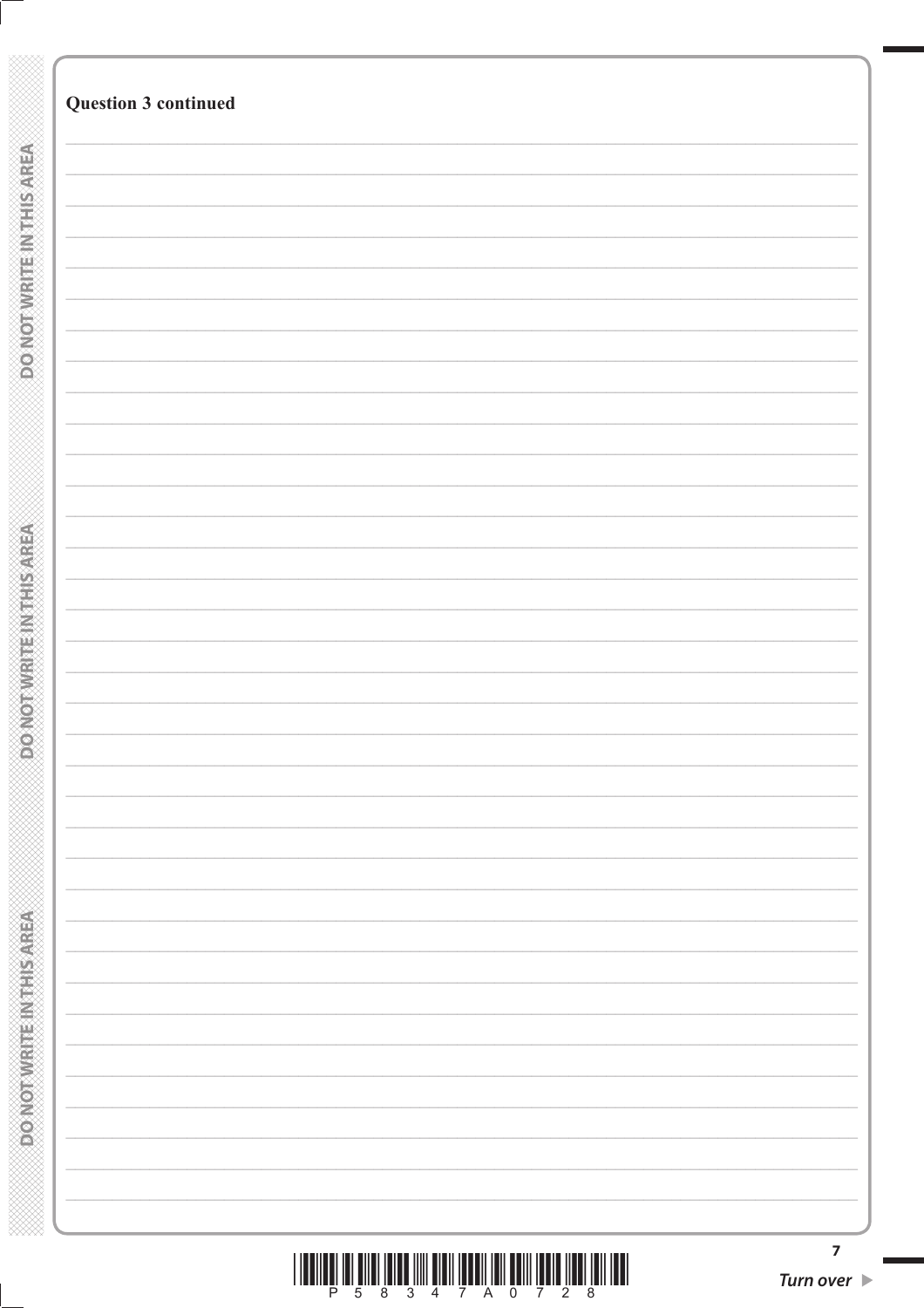**Question 3 continued**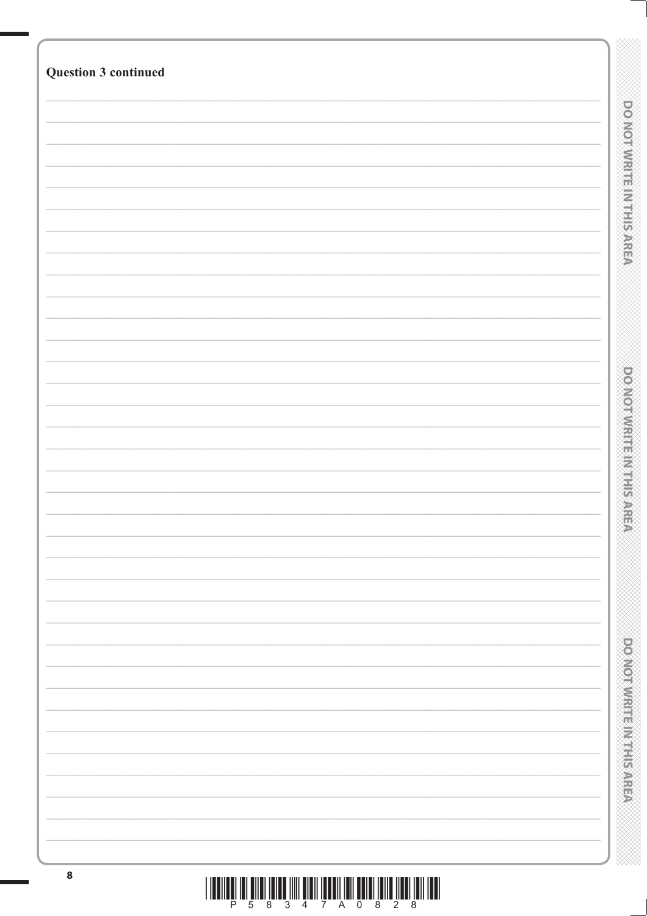**Question 3 continued**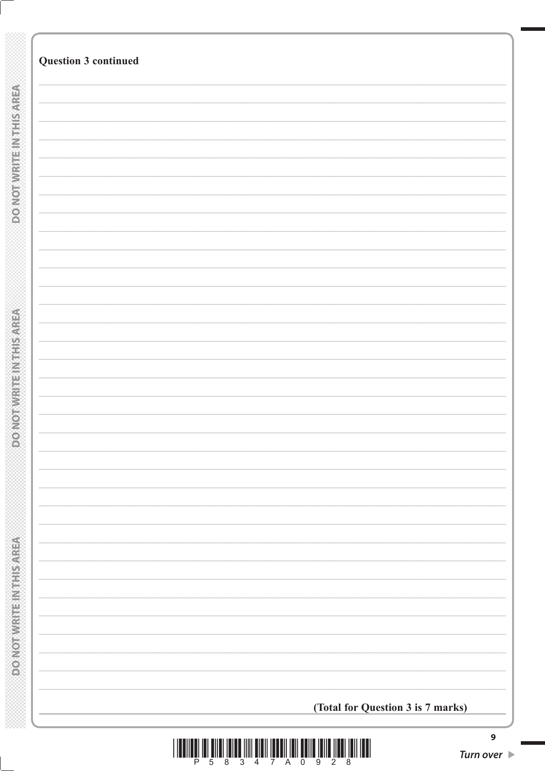**Question 3 continued**

**(Total for Question 3 is 7 marks)**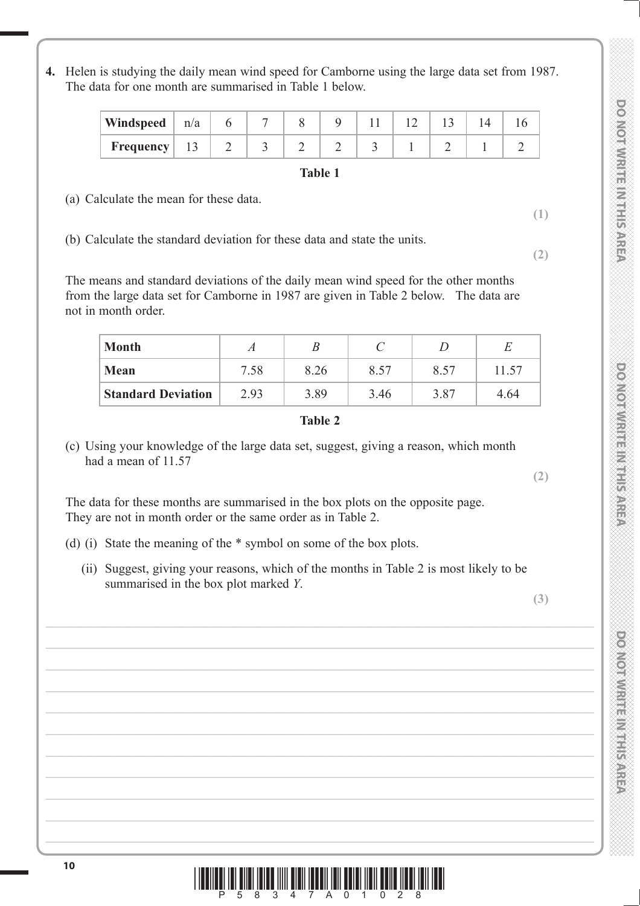4. Helen is studying the daily mean wind speed for Camborne using the large data set from 1987. The data for one month are summarised in Table 1 below.

| Windspeed | n/a | 6 | 7 | 8 | 9 | 11 | 12 | 13 | 14 | 16 |
|---|---|---|---|---|---|---|---|---|---|---|
| Frequency | 13 | 2 | 3 | 2 | 2 | 3 | 1 | 2 | 1 | 2 |

**Table 1**

(a) Calculate the mean for these data.

**(1)**

(b) Calculate the standard deviation for these data and state the units.

**(2)**

The means and standard deviations of the daily mean wind speed for the other months from the large data set for Camborne in 1987 are given in Table 2 below. The data are not in month order.

| Month | *A* | *B* | *C* | *D* | *E* |
|---|---|---|---|---|---|
| Mean | 7.58 | 8.26 | 8.57 | 8.57 | 11.57 |
| Standard Deviation | 2.93 | 3.89 | 3.46 | 3.87 | 4.64 |

**Table 2**

(c) Using your knowledge of the large data set, suggest, giving a reason, which month had a mean of 11.57

**(2)**

The data for these months are summarised in the box plots on the opposite page. They are not in month order or the same order as in Table 2.

(d) (i) State the meaning of the * symbol on some of the box plots.

(ii) Suggest, giving your reasons, which of the months in Table 2 is most likely to be summarised in the box plot marked *Y*.

**(3)**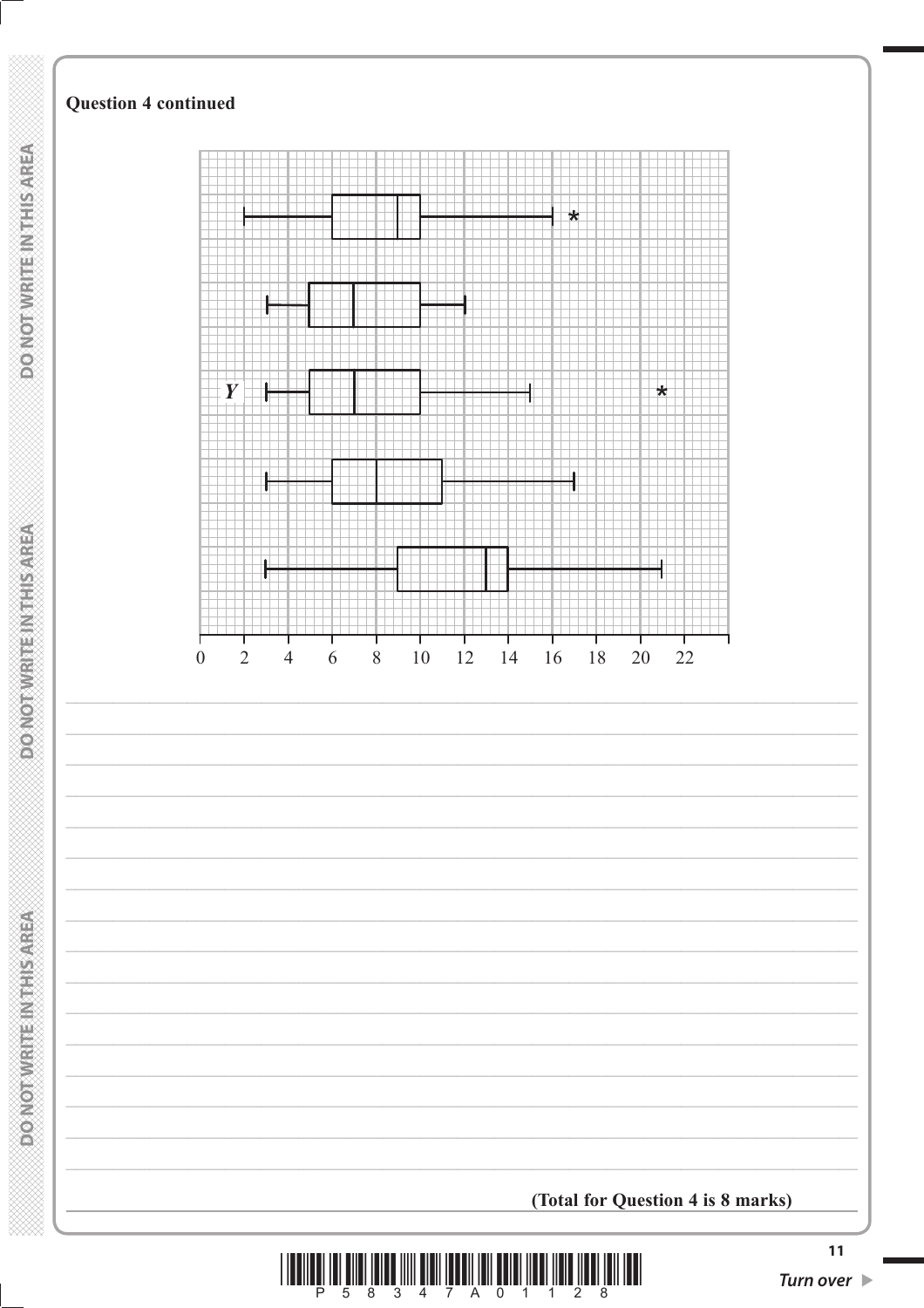**Question 4 continued**

Y

0 2 4 6 8 10 12 14 16 18 20 22

**(Total for Question 4 is 8 marks)**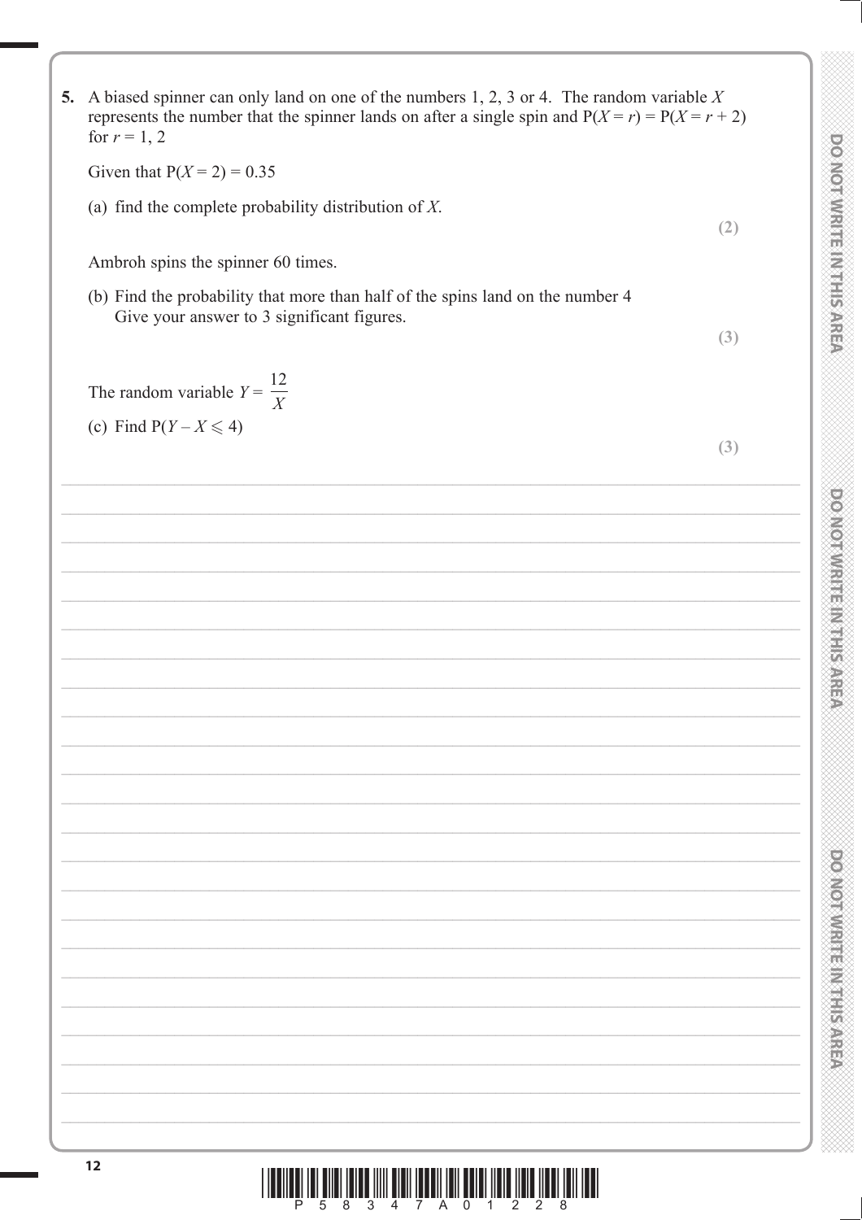**5.** A biased spinner can only land on one of the numbers 1, 2, 3 or 4. The random variable $X$ represents the number that the spinner lands on after a single spin and $P(X = r) = P(X = r + 2)$ for $r = 1, 2$

Given that $P(X = 2) = 0.35$

(a) find the complete probability distribution of $X$.

**(2)**

Ambroh spins the spinner 60 times.

(b) Find the probability that more than half of the spins land on the number 4
Give your answer to 3 significant figures.

**(3)**

The random variable $Y = \dfrac{12}{X}$

(c) Find $P(Y - X \leqslant 4)$

**(3)**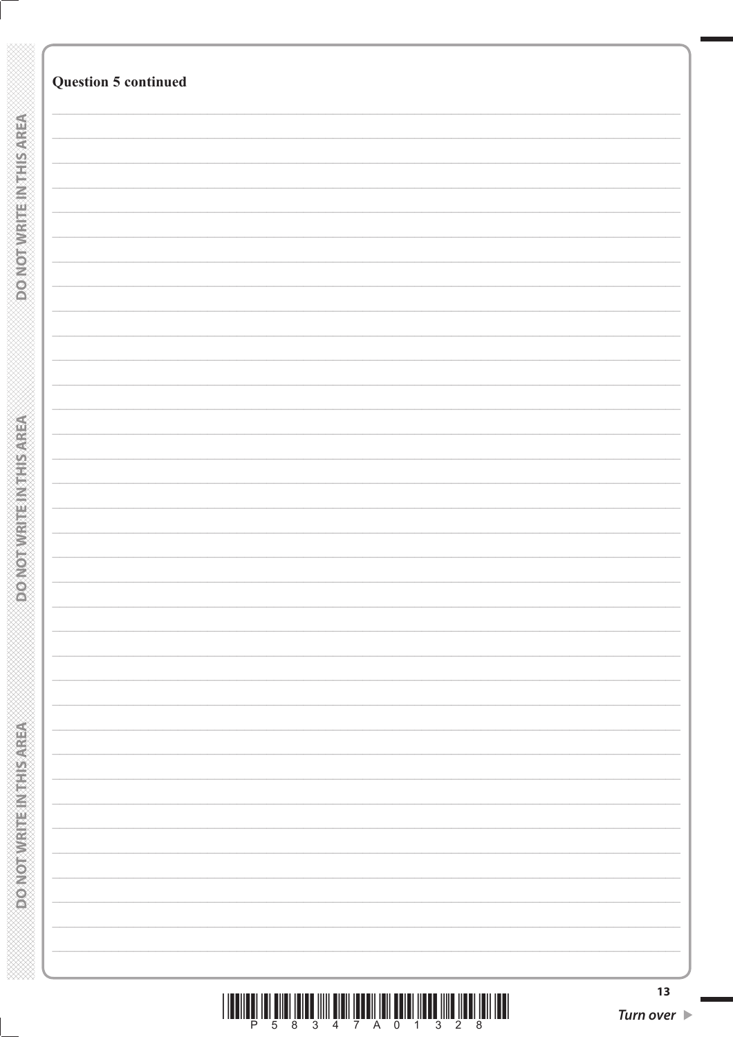**Question 5 continued**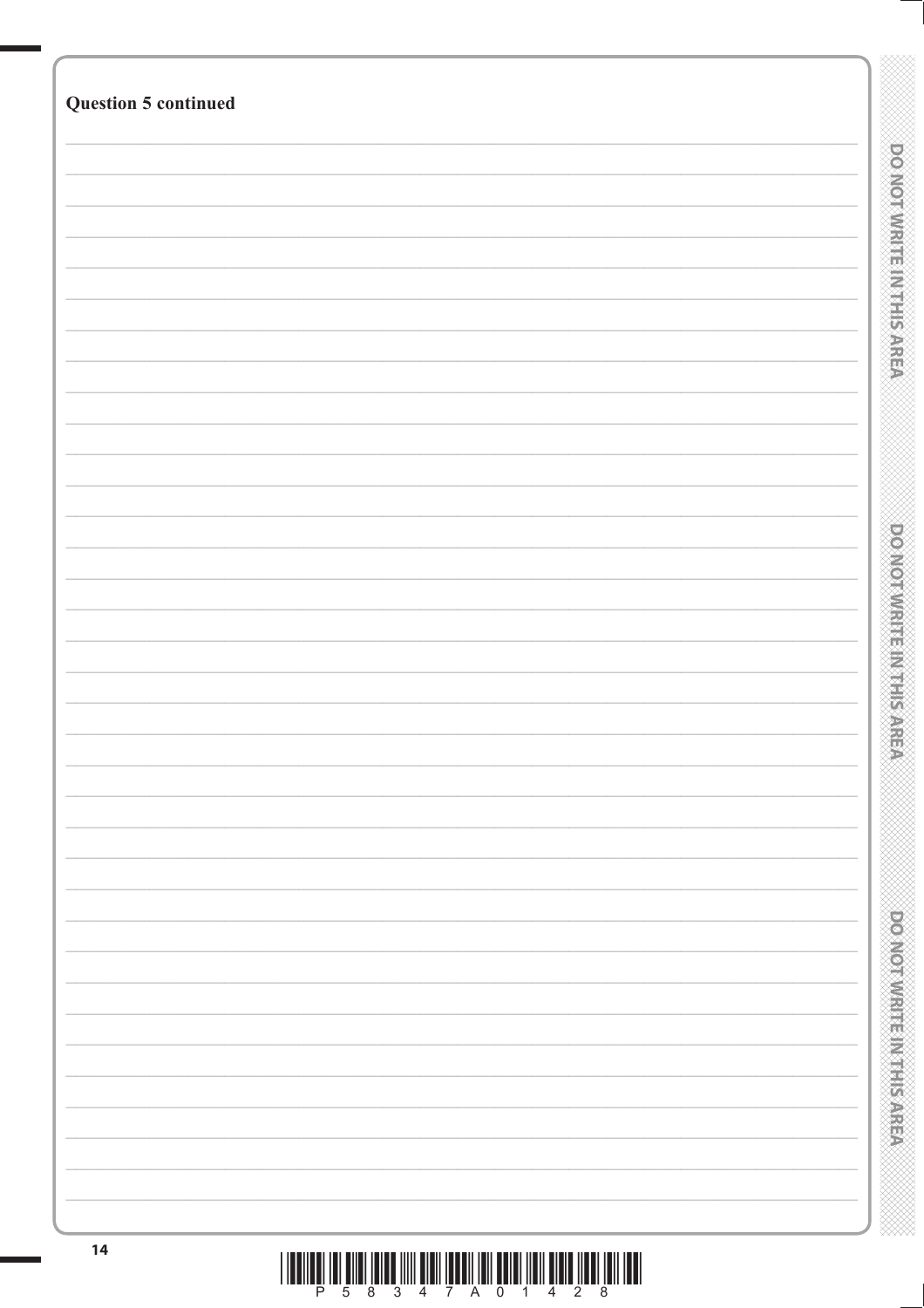**Question 5 continued**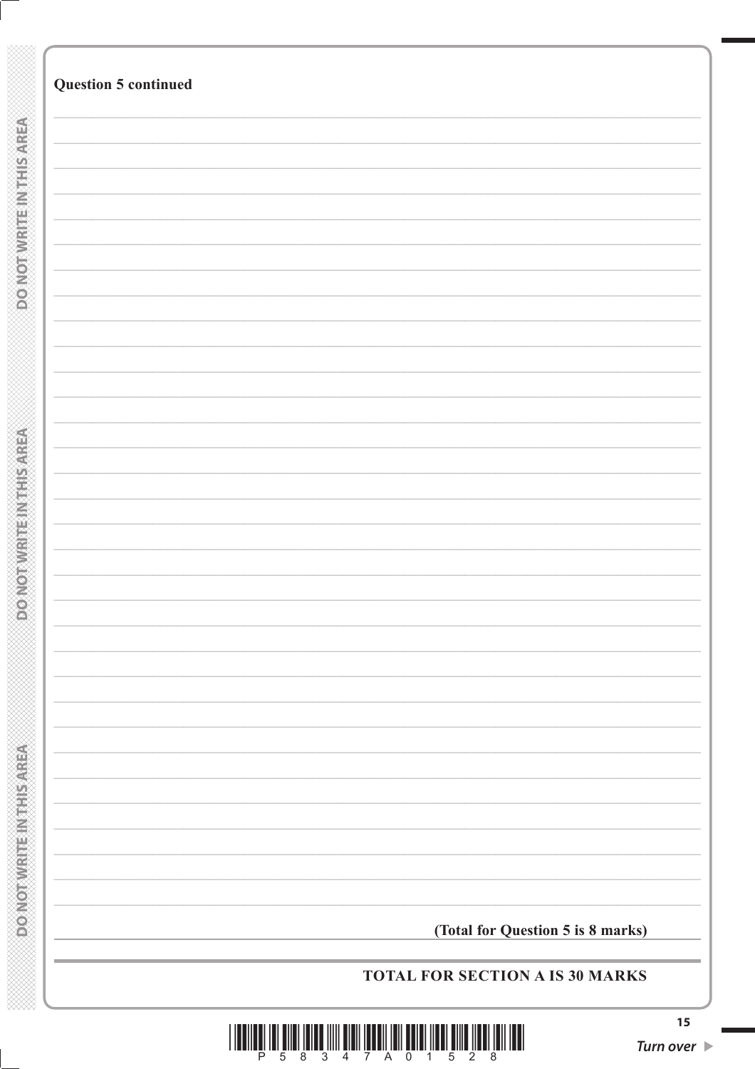**Question 5 continued**

**(Total for Question 5 is 8 marks)**

**TOTAL FOR SECTION A IS 30 MARKS**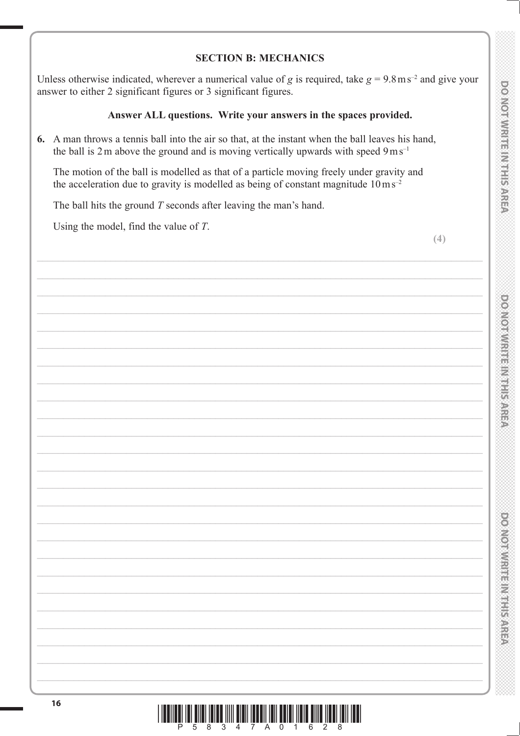## SECTION B: MECHANICS

Unless otherwise indicated, wherever a numerical value of $g$ is required, take $g = 9.8\,\text{m s}^{-2}$ and give your answer to either 2 significant figures or 3 significant figures.

**Answer ALL questions. Write your answers in the spaces provided.**

**6.** A man throws a tennis ball into the air so that, at the instant when the ball leaves his hand, the ball is 2 m above the ground and is moving vertically upwards with speed $9\,\text{m s}^{-1}$

The motion of the ball is modelled as that of a particle moving freely under gravity and the acceleration due to gravity is modelled as being of constant magnitude $10\,\text{m s}^{-2}$

The ball hits the ground $T$ seconds after leaving the man's hand.

Using the model, find the value of $T$.

**(4)**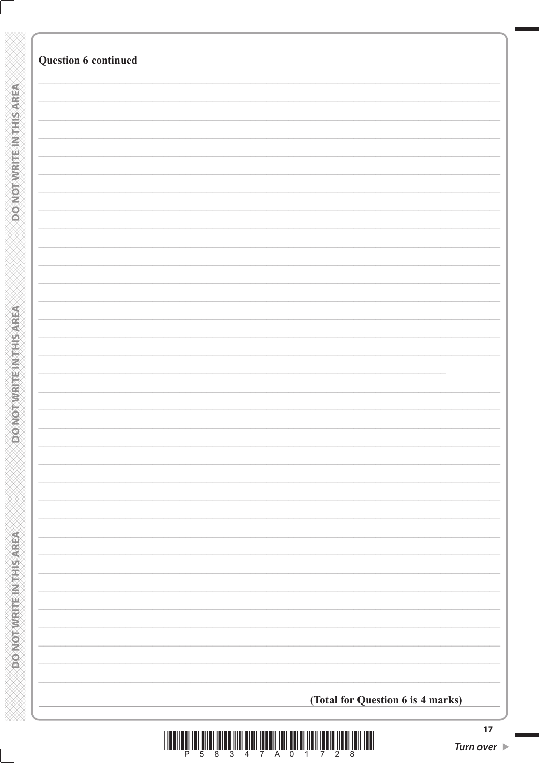**Question 6 continued**

**(Total for Question 6 is 4 marks)**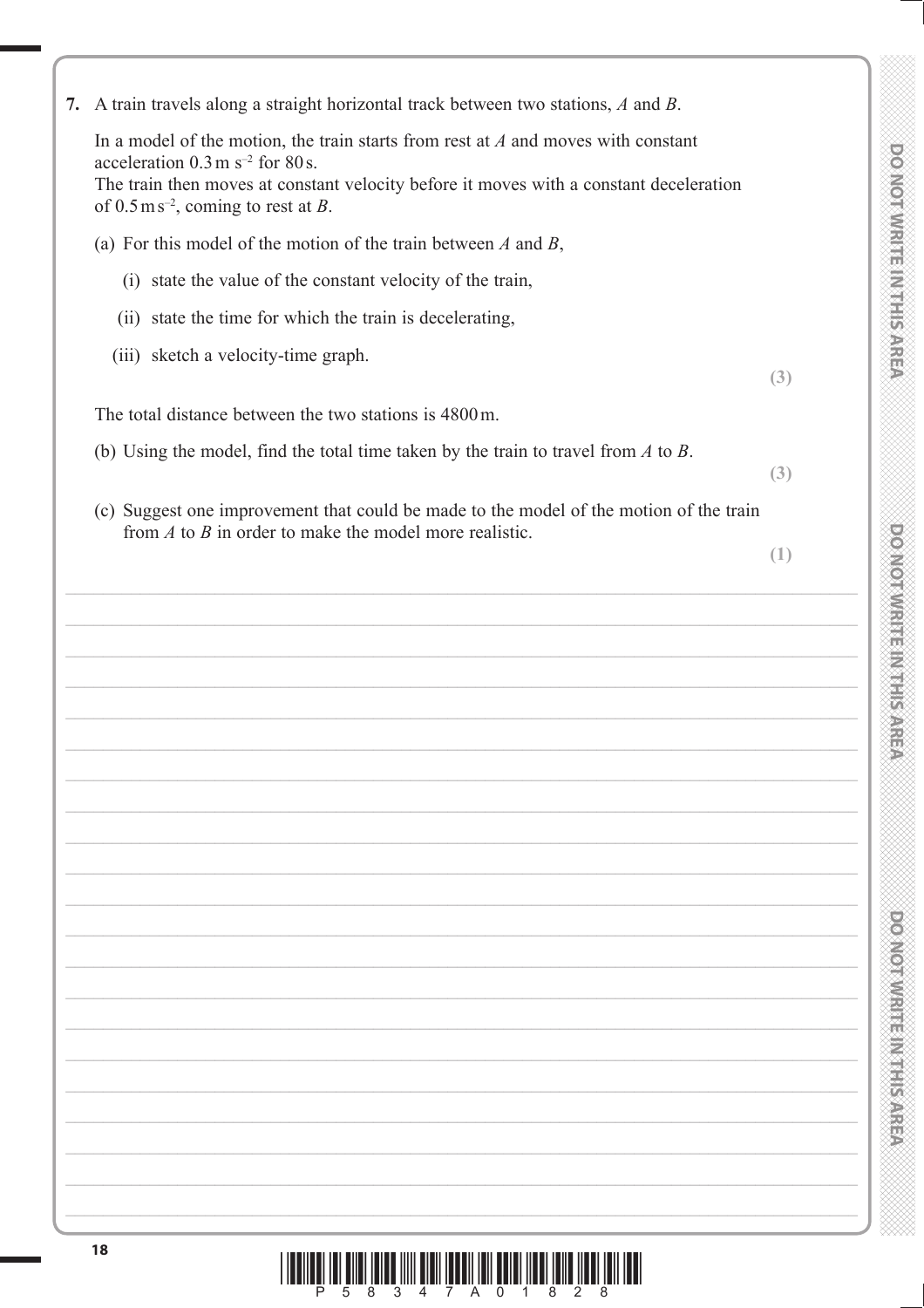**7.** A train travels along a straight horizontal track between two stations, $A$ and $B$.

In a model of the motion, the train starts from rest at $A$ and moves with constant acceleration $0.3\,\text{m s}^{-2}$ for 80 s.
The train then moves at constant velocity before it moves with a constant deceleration of $0.5\,\text{m s}^{-2}$, coming to rest at $B$.

(a) For this model of the motion of the train between $A$ and $B$,

(i) state the value of the constant velocity of the train,

(ii) state the time for which the train is decelerating,

(iii) sketch a velocity-time graph.

**(3)**

The total distance between the two stations is 4800 m.

(b) Using the model, find the total time taken by the train to travel from $A$ to $B$.

**(3)**

(c) Suggest one improvement that could be made to the model of the motion of the train from $A$ to $B$ in order to make the model more realistic.

**(1)**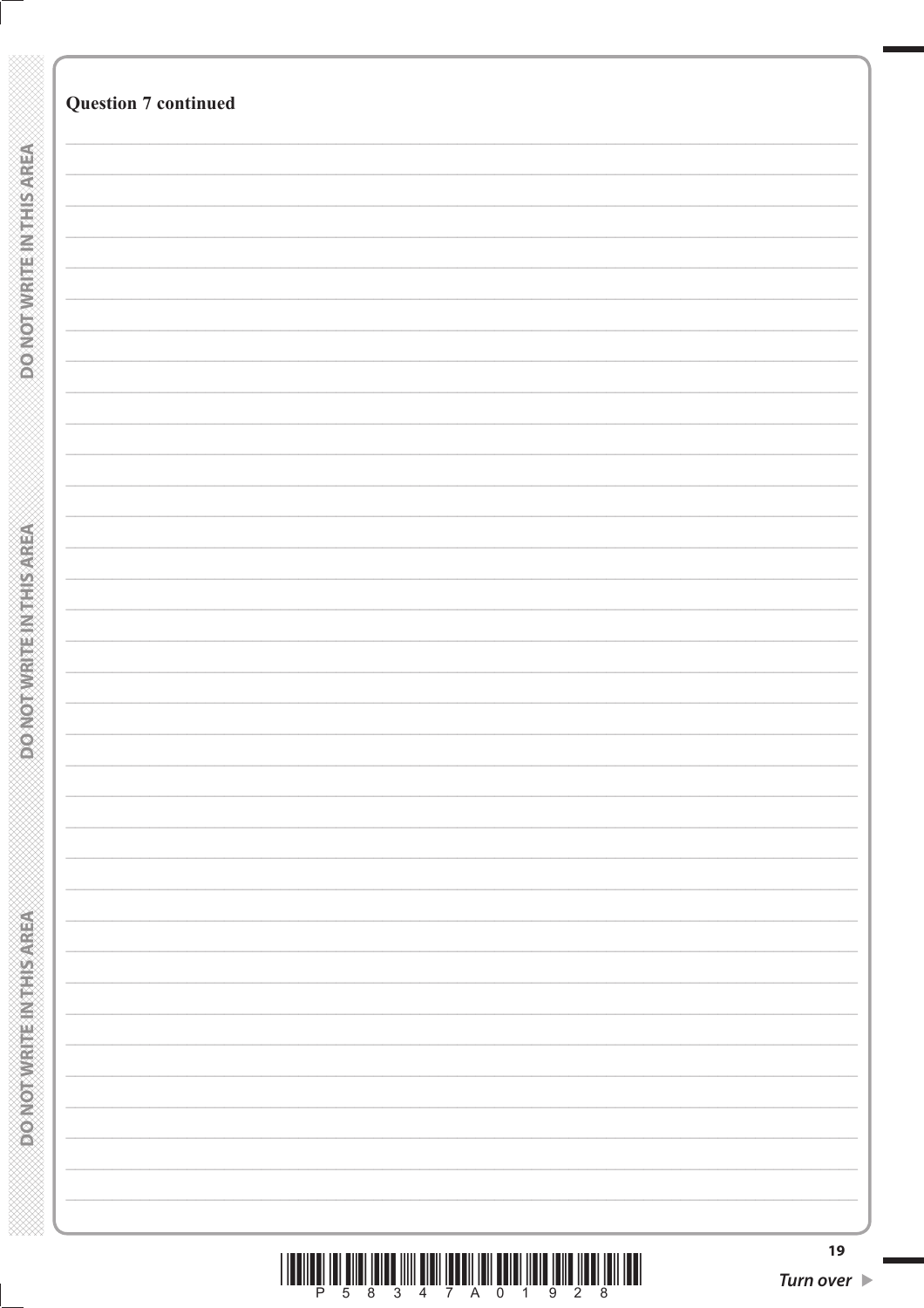**Question 7 continued**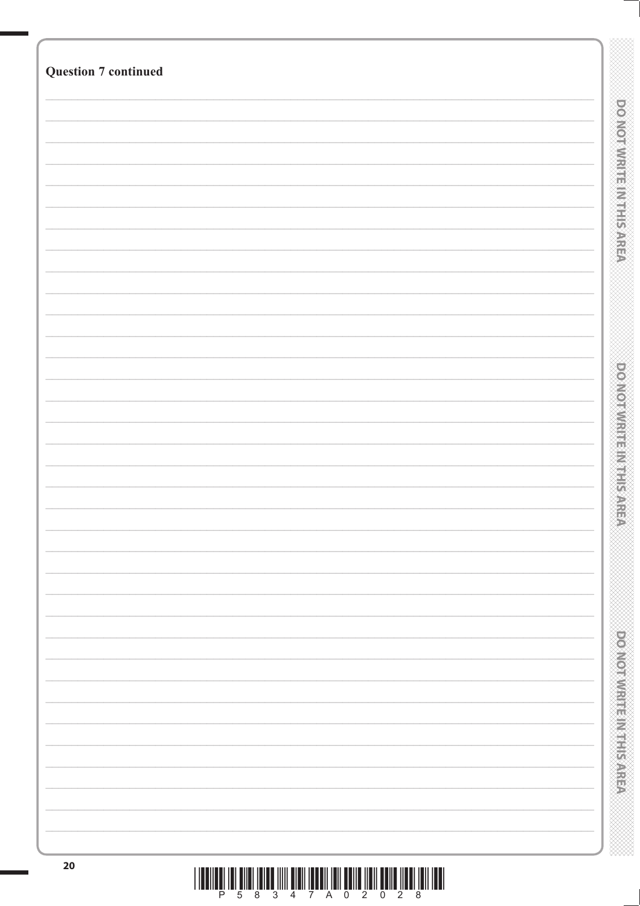**Question 7 continued**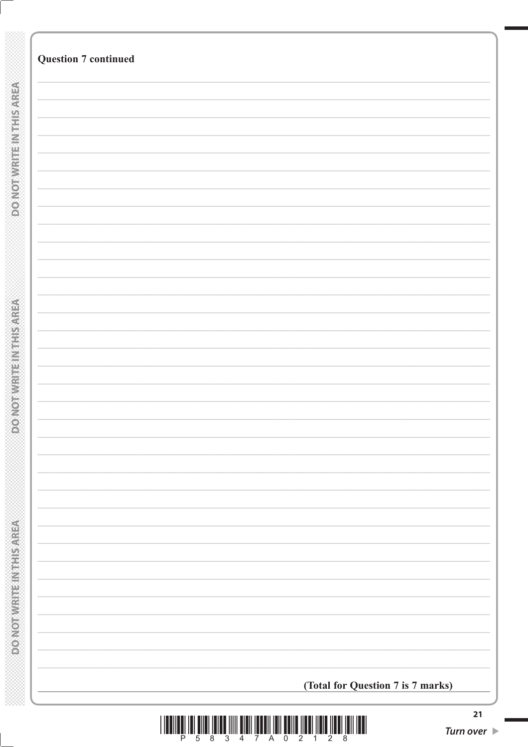**Question 7 continued**

**(Total for Question 7 is 7 marks)**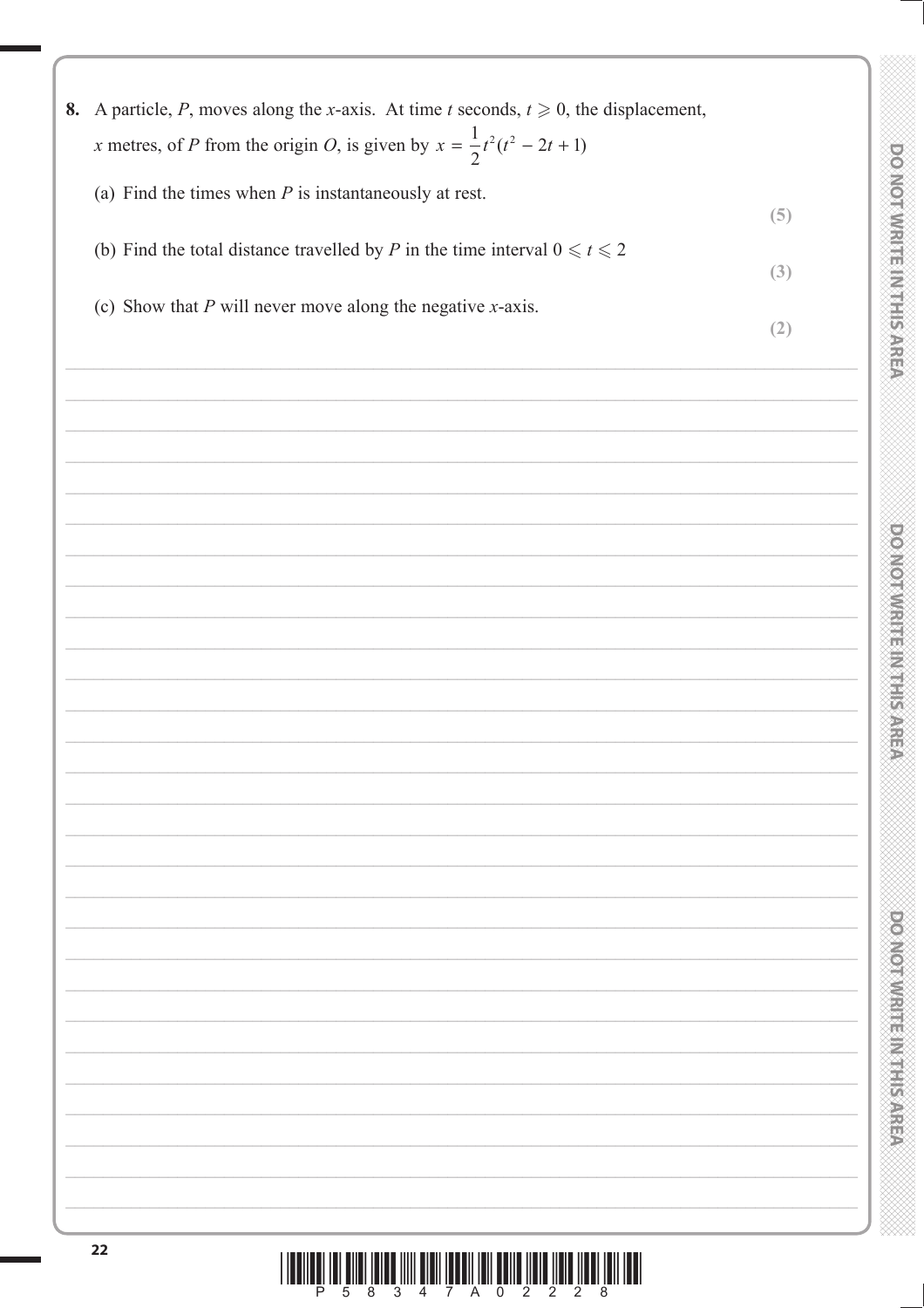**8.** A particle, $P$, moves along the $x$-axis. At time $t$ seconds, $t \geqslant 0$, the displacement, $x$ metres, of $P$ from the origin $O$, is given by $x = \frac{1}{2}t^2(t^2 - 2t + 1)$

(a) Find the times when $P$ is instantaneously at rest.

**(5)**

(b) Find the total distance travelled by $P$ in the time interval $0 \leqslant t \leqslant 2$

**(3)**

(c) Show that $P$ will never move along the negative $x$-axis.

**(2)**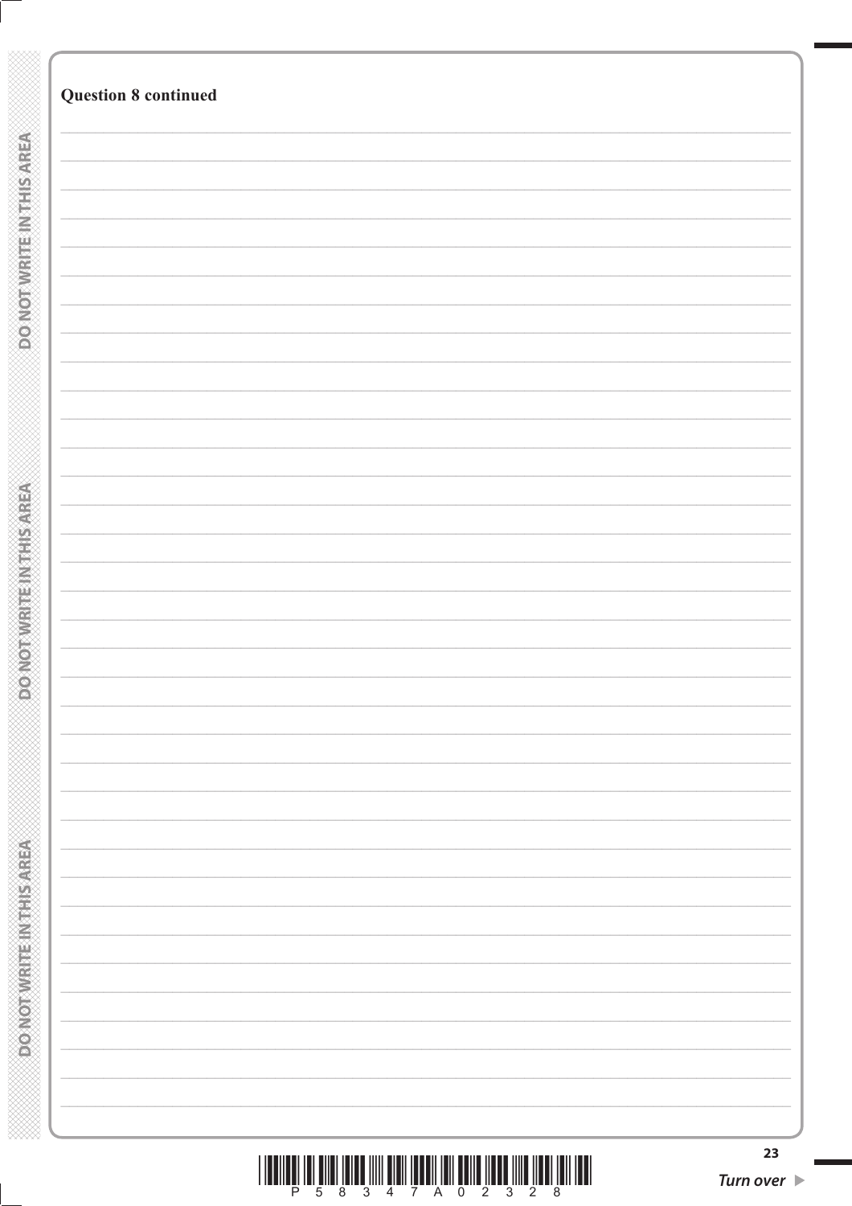**Question 8 continued**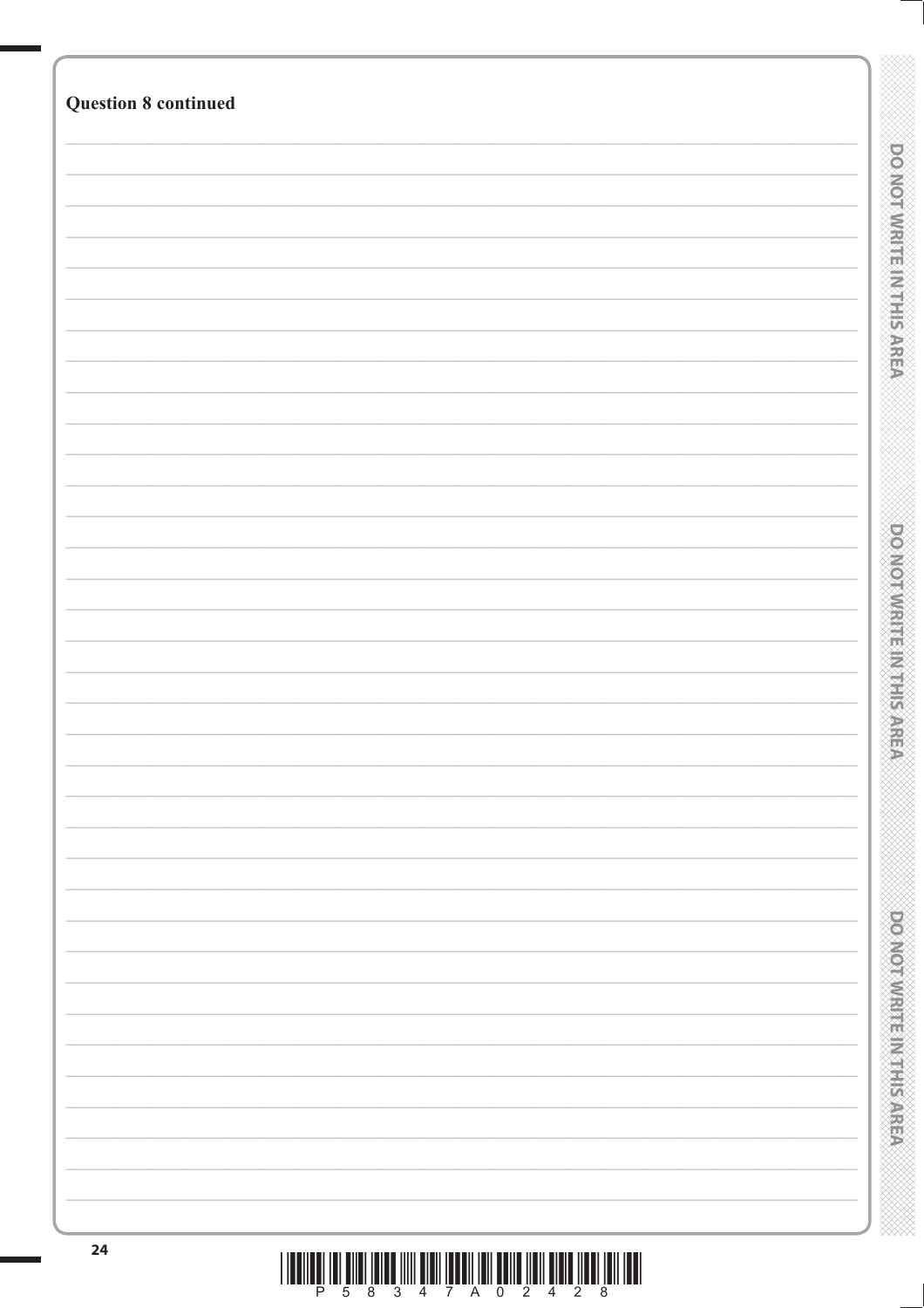**Question 8 continued**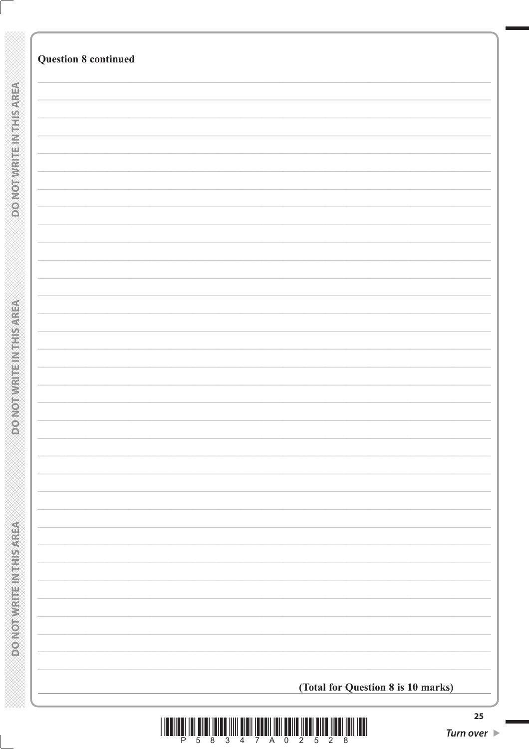**Question 8 continued**

**(Total for Question 8 is 10 marks)**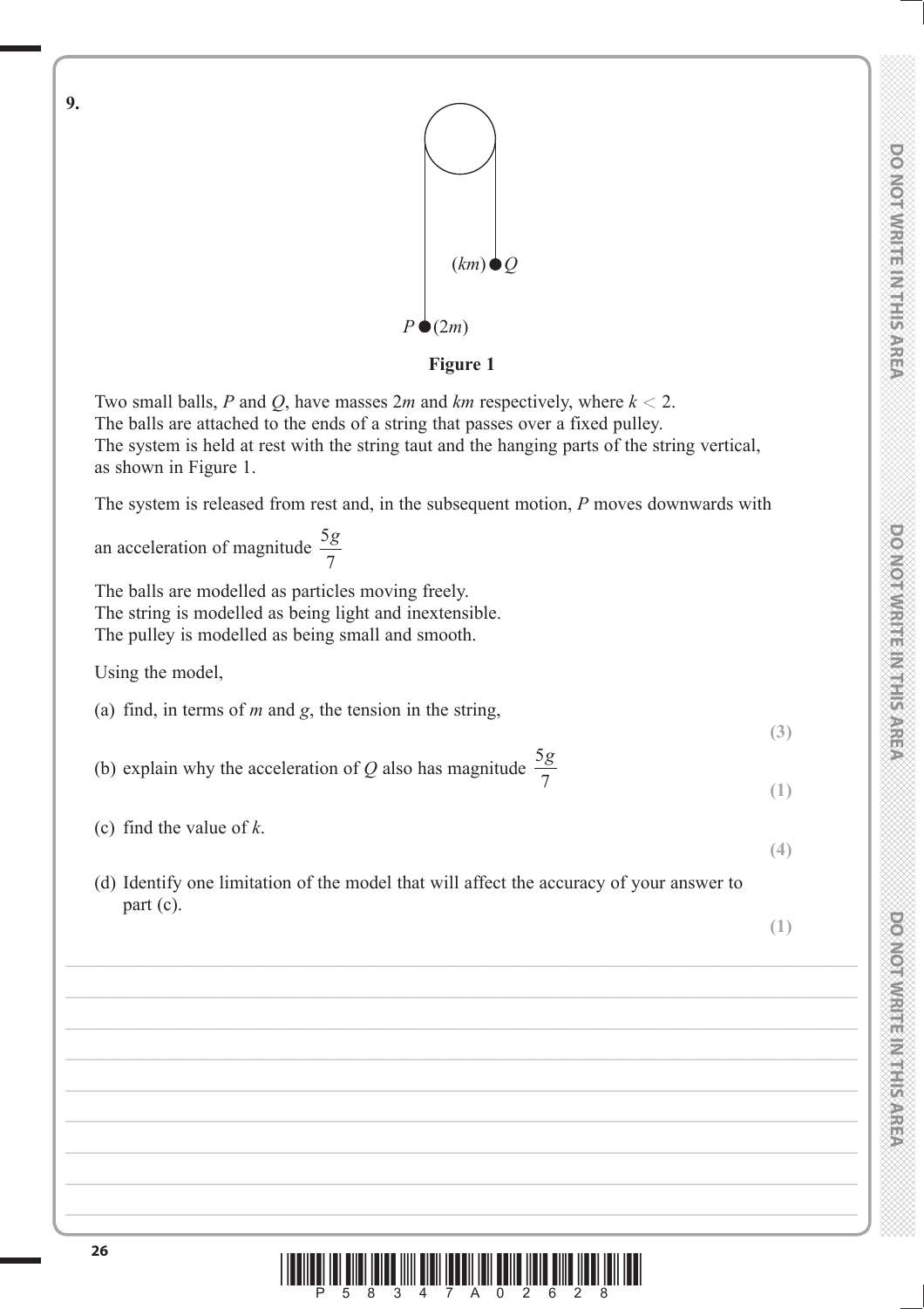**9.**

**Figure 1**

Two small balls, $P$ and $Q$, have masses $2m$ and $km$ respectively, where $k < 2$.
The balls are attached to the ends of a string that passes over a fixed pulley.
The system is held at rest with the string taut and the hanging parts of the string vertical, as shown in Figure 1.

The system is released from rest and, in the subsequent motion, $P$ moves downwards with an acceleration of magnitude $\dfrac{5g}{7}$

The balls are modelled as particles moving freely.
The string is modelled as being light and inextensible.
The pulley is modelled as being small and smooth.

Using the model,

(a) find, in terms of $m$ and $g$, the tension in the string,
**(3)**

(b) explain why the acceleration of $Q$ also has magnitude $\dfrac{5g}{7}$
**(1)**

(c) find the value of $k$.
**(4)**

(d) Identify one limitation of the model that will affect the accuracy of your answer to part (c).
**(1)**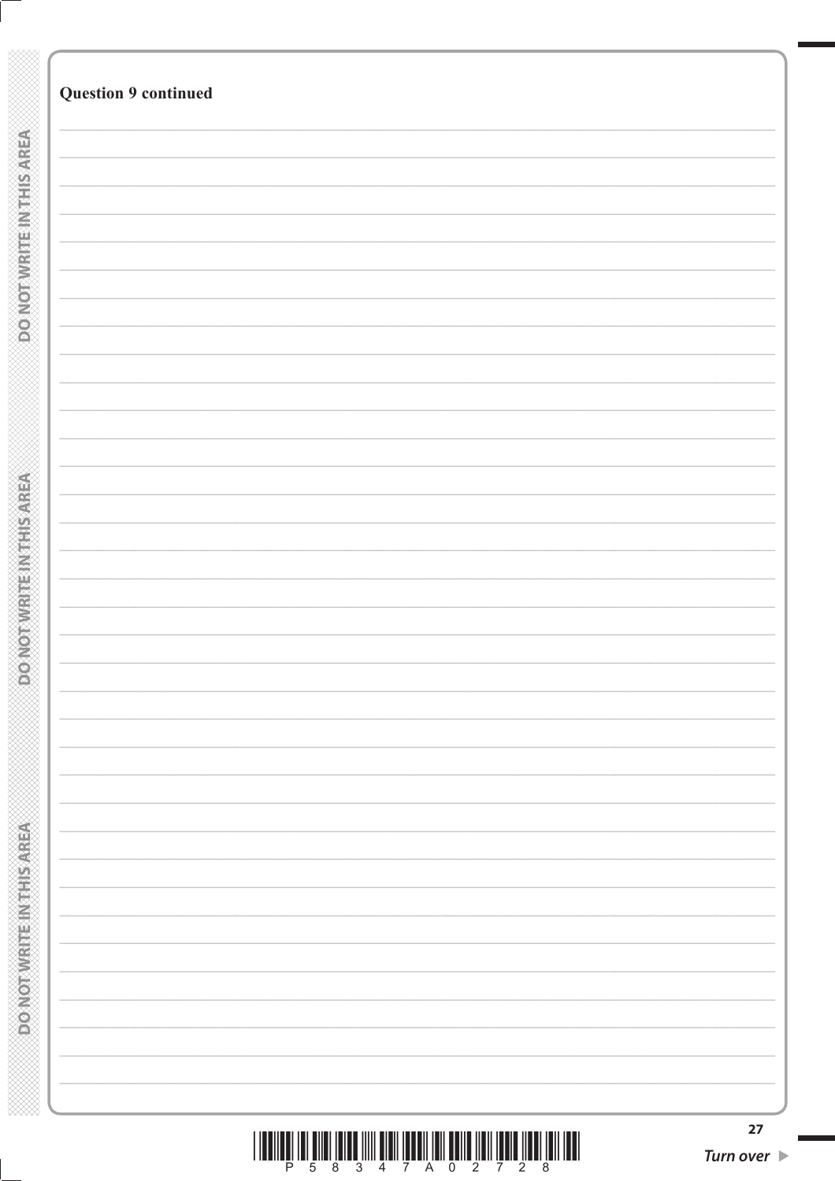**Question 9 continued**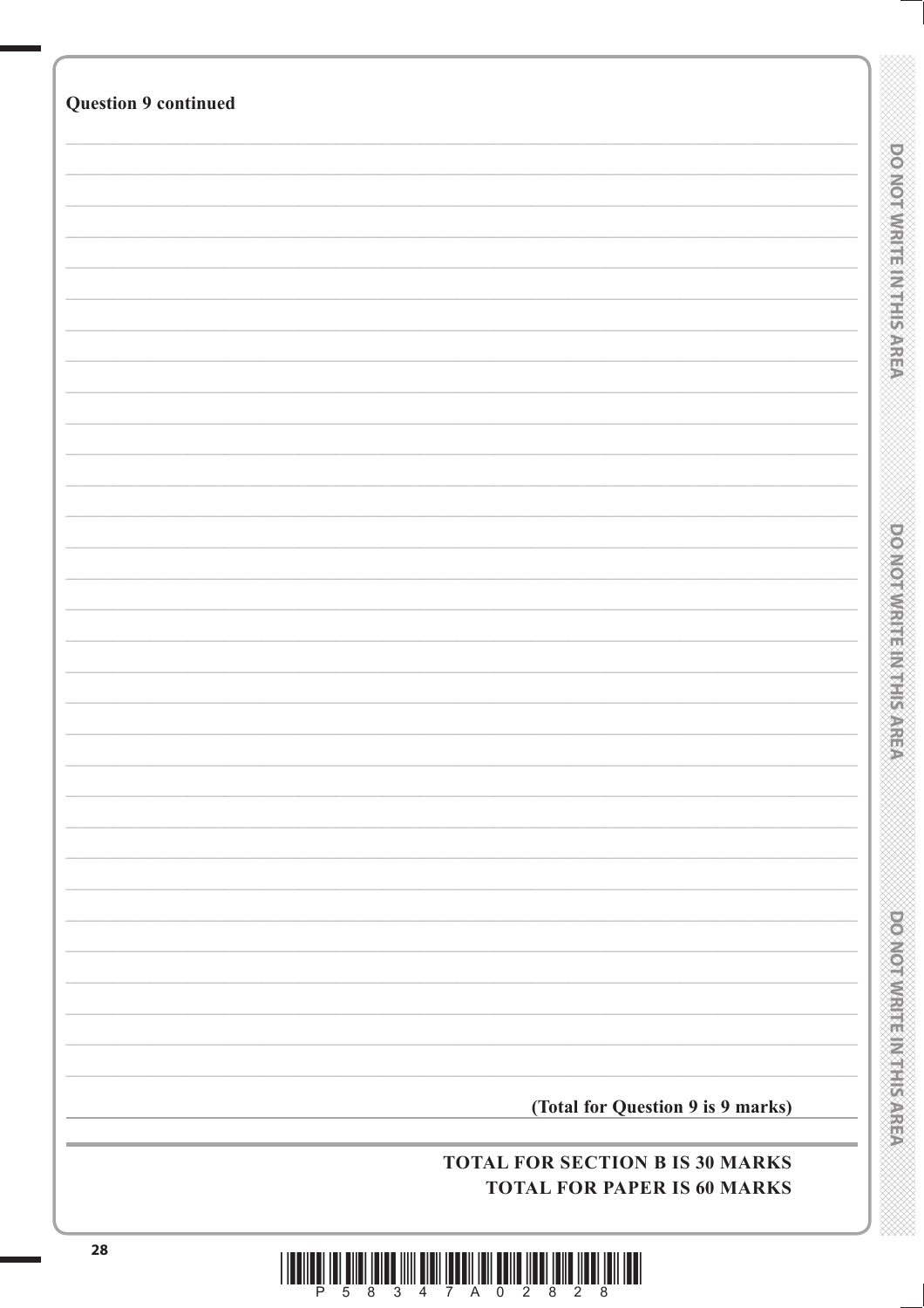**Question 9 continued**

**(Total for Question 9 is 9 marks)**

**TOTAL FOR SECTION B IS 30 MARKS**

**TOTAL FOR PAPER IS 60 MARKS**